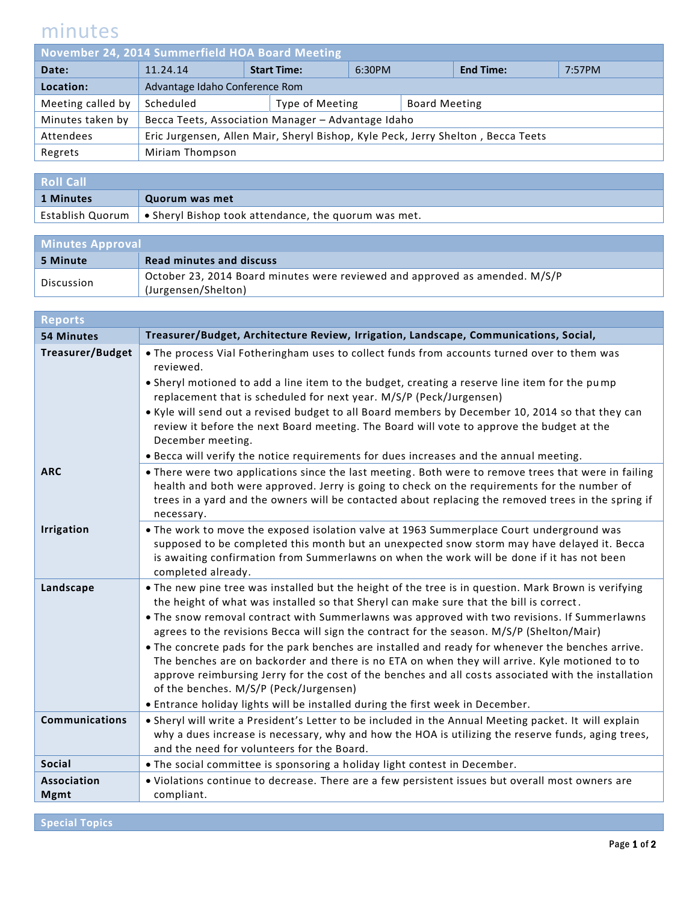# minutes

| November 24, 2014 Summerfield HOA Board Meeting | | | | | |
|---|---|---|---|---|---|
| **Date:** | 11.24.14 | **Start Time:** | 6:30PM | **End Time:** | 7:57PM |
| **Location:** | Advantage Idaho Conference Rom | | | | |
| Meeting called by | Scheduled | Type of Meeting | Board Meeting | | |
| Minutes taken by | Becca Teets, Association Manager – Advantage Idaho | | | | |
| Attendees | Eric Jurgensen, Allen Mair, Sheryl Bishop, Kyle Peck, Jerry Shelton , Becca Teets | | | | |
| Regrets | Miriam Thompson | | | | |

## Roll Call

| **1 Minutes** | **Quorum was met** |
|---|---|
| Establish Quorum | • Sheryl Bishop took attendance, the quorum was met. |

## Minutes Approval

| **5 Minute** | **Read minutes and discuss** |
|---|---|
| Discussion | October 23, 2014 Board minutes were reviewed and approved as amended. M/S/P (Jurgensen/Shelton) |

## Reports

| **54 Minutes** | **Treasurer/Budget, Architecture Review, Irrigation, Landscape, Communications, Social,** |
|---|---|
| **Treasurer/Budget** | • The process Vial Fotheringham uses to collect funds from accounts turned over to them was reviewed.<br>• Sheryl motioned to add a line item to the budget, creating a reserve line item for the pump replacement that is scheduled for next year. M/S/P (Peck/Jurgensen)<br>• Kyle will send out a revised budget to all Board members by December 10, 2014 so that they can review it before the next Board meeting. The Board will vote to approve the budget at the December meeting.<br>• Becca will verify the notice requirements for dues increases and the annual meeting. |
| **ARC** | • There were two applications since the last meeting. Both were to remove trees that were in failing health and both were approved. Jerry is going to check on the requirements for the number of trees in a yard and the owners will be contacted about replacing the removed trees in the spring if necessary. |
| **Irrigation** | • The work to move the exposed isolation valve at 1963 Summerplace Court underground was supposed to be completed this month but an unexpected snow storm may have delayed it. Becca is awaiting confirmation from Summerlawns on when the work will be done if it has not been completed already. |
| **Landscape** | • The new pine tree was installed but the height of the tree is in question. Mark Brown is verifying the height of what was installed so that Sheryl can make sure that the bill is correct.<br>• The snow removal contract with Summerlawns was approved with two revisions. If Summerlawns agrees to the revisions Becca will sign the contract for the season. M/S/P (Shelton/Mair)<br>• The concrete pads for the park benches are installed and ready for whenever the benches arrive. The benches are on backorder and there is no ETA on when they will arrive. Kyle motioned to to approve reimbursing Jerry for the cost of the benches and all costs associated with the installation of the benches. M/S/P (Peck/Jurgensen)<br>• Entrance holiday lights will be installed during the first week in December. |
| **Communications** | • Sheryl will write a President's Letter to be included in the Annual Meeting packet. It will explain why a dues increase is necessary, why and how the HOA is utilizing the reserve funds, aging trees, and the need for volunteers for the Board. |
| **Social** | • The social committee is sponsoring a holiday light contest in December. |
| **Association Mgmt** | • Violations continue to decrease. There are a few persistent issues but overall most owners are compliant. |

## Special Topics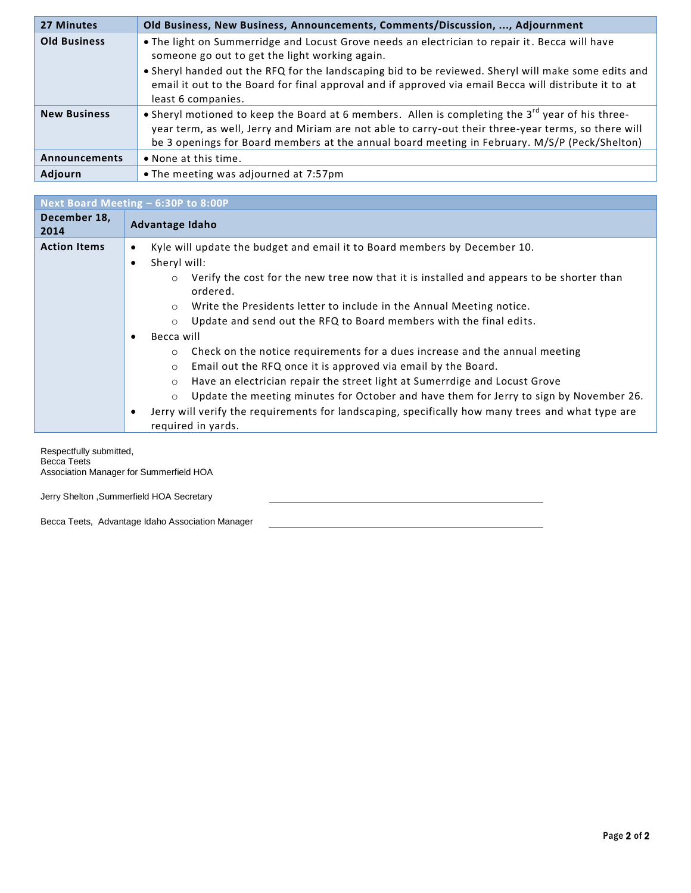| 27 Minutes | Old Business, New Business, Announcements, Comments/Discussion, ..., Adjournment |
|---|---|
| **Old Business** | • The light on Summerridge and Locust Grove needs an electrician to repair it. Becca will have someone go out to get the light working again.<br>• Sheryl handed out the RFQ for the landscaping bid to be reviewed. Sheryl will make some edits and email it out to the Board for final approval and if approved via email Becca will distribute it to at least 6 companies. |
| **New Business** | • Sheryl motioned to keep the Board at 6 members. Allen is completing the 3rd year of his three-year term, as well, Jerry and Miriam are not able to carry-out their three-year terms, so there will be 3 openings for Board members at the annual board meeting in February. M/S/P (Peck/Shelton) |
| **Announcements** | • None at this time. |
| **Adjourn** | • The meeting was adjourned at 7:57pm |

| Next Board Meeting – 6:30P to 8:00P | |
|---|---|
| **December 18, 2014** | **Advantage Idaho** |
| **Action Items** | • Kyle will update the budget and email it to Board members by December 10.<br>• Sheryl will:<br>&nbsp;&nbsp;&nbsp;&nbsp;○ Verify the cost for the new tree now that it is installed and appears to be shorter than ordered.<br>&nbsp;&nbsp;&nbsp;&nbsp;○ Write the Presidents letter to include in the Annual Meeting notice.<br>&nbsp;&nbsp;&nbsp;&nbsp;○ Update and send out the RFQ to Board members with the final edits.<br>• Becca will<br>&nbsp;&nbsp;&nbsp;&nbsp;○ Check on the notice requirements for a dues increase and the annual meeting<br>&nbsp;&nbsp;&nbsp;&nbsp;○ Email out the RFQ once it is approved via email by the Board.<br>&nbsp;&nbsp;&nbsp;&nbsp;○ Have an electrician repair the street light at Sumerrdige and Locust Grove<br>&nbsp;&nbsp;&nbsp;&nbsp;○ Update the meeting minutes for October and have them for Jerry to sign by November 26.<br>• Jerry will verify the requirements for landscaping, specifically how many trees and what type are required in yards. |

Respectfully submitted,
Becca Teets
Association Manager for Summerfield HOA

Jerry Shelton ,Summerfield HOA Secretary ______________________________

Becca Teets, Advantage Idaho Association Manager ______________________________